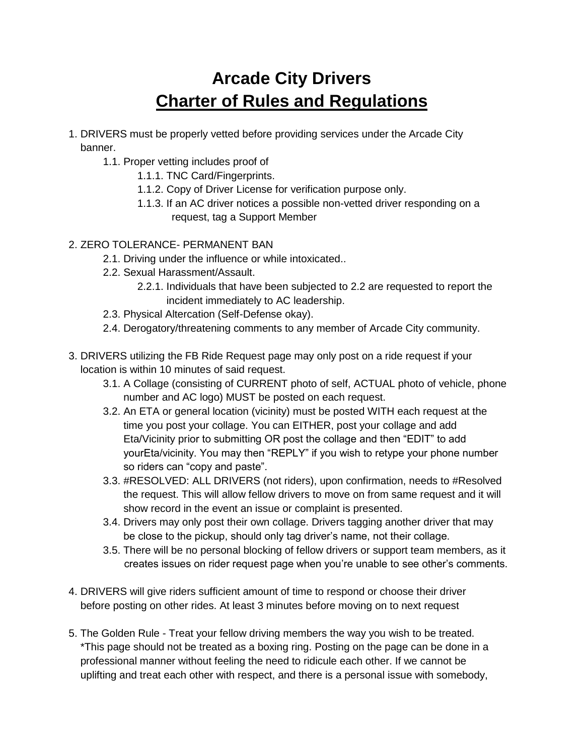# Arcade City Drivers
# <u>Charter of Rules and Regulations</u>

1. DRIVERS must be properly vetted before providing services under the Arcade City banner.
    1.1. Proper vetting includes proof of
        1.1.1. TNC Card/Fingerprints.
        1.1.2. Copy of Driver License for verification purpose only.
        1.1.3. If an AC driver notices a possible non-vetted driver responding on a request, tag a Support Member

2. ZERO TOLERANCE- PERMANENT BAN
    2.1. Driving under the influence or while intoxicated..
    2.2. Sexual Harassment/Assault.
        2.2.1. Individuals that have been subjected to 2.2 are requested to report the incident immediately to AC leadership.
    2.3. Physical Altercation (Self-Defense okay).
    2.4. Derogatory/threatening comments to any member of Arcade City community.

3. DRIVERS utilizing the FB Ride Request page may only post on a ride request if your location is within 10 minutes of said request.
    3.1. A Collage (consisting of CURRENT photo of self, ACTUAL photo of vehicle, phone number and AC logo) MUST be posted on each request.
    3.2. An ETA or general location (vicinity) must be posted WITH each request at the time you post your collage. You can EITHER, post your collage and add Eta/Vicinity prior to submitting OR post the collage and then "EDIT" to add yourEta/vicinity. You may then "REPLY" if you wish to retype your phone number so riders can "copy and paste".
    3.3. #RESOLVED: ALL DRIVERS (not riders), upon confirmation, needs to #Resolved the request. This will allow fellow drivers to move on from same request and it will show record in the event an issue or complaint is presented.
    3.4. Drivers may only post their own collage. Drivers tagging another driver that may be close to the pickup, should only tag driver's name, not their collage.
    3.5. There will be no personal blocking of fellow drivers or support team members, as it creates issues on rider request page when you're unable to see other's comments.

4. DRIVERS will give riders sufficient amount of time to respond or choose their driver before posting on other rides. At least 3 minutes before moving on to next request

5. The Golden Rule - Treat your fellow driving members the way you wish to be treated. *This page should not be treated as a boxing ring. Posting on the page can be done in a professional manner without feeling the need to ridicule each other. If we cannot be uplifting and treat each other with respect, and there is a personal issue with somebody,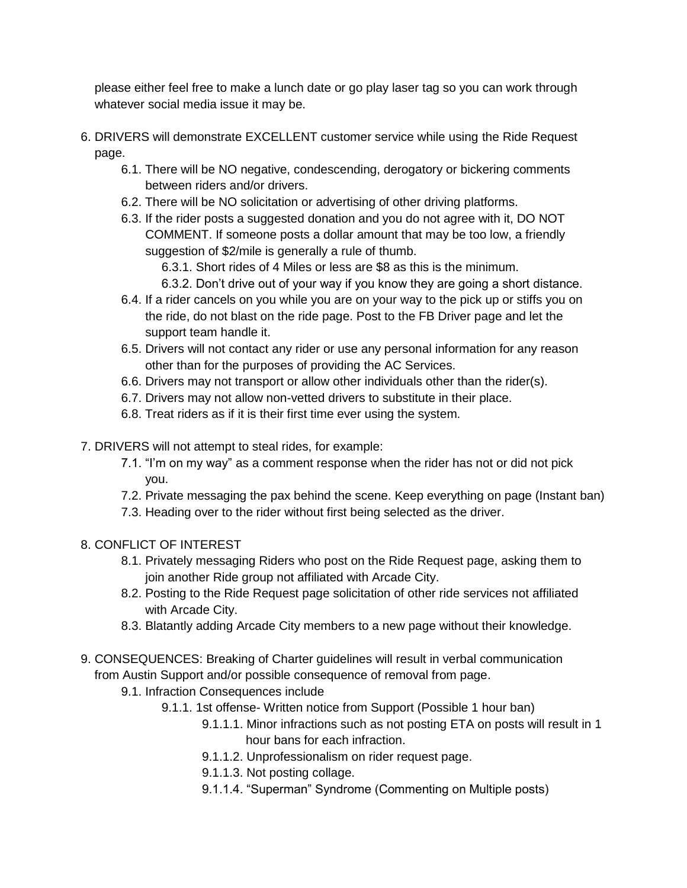please either feel free to make a lunch date or go play laser tag so you can work through whatever social media issue it may be.

6. DRIVERS will demonstrate EXCELLENT customer service while using the Ride Request page.
    - 6.1. There will be NO negative, condescending, derogatory or bickering comments between riders and/or drivers.
    - 6.2. There will be NO solicitation or advertising of other driving platforms.
    - 6.3. If the rider posts a suggested donation and you do not agree with it, DO NOT COMMENT. If someone posts a dollar amount that may be too low, a friendly suggestion of $2/mile is generally a rule of thumb.
        - 6.3.1. Short rides of 4 Miles or less are $8 as this is the minimum.
        - 6.3.2. Don't drive out of your way if you know they are going a short distance.
    - 6.4. If a rider cancels on you while you are on your way to the pick up or stiffs you on the ride, do not blast on the ride page. Post to the FB Driver page and let the support team handle it.
    - 6.5. Drivers will not contact any rider or use any personal information for any reason other than for the purposes of providing the AC Services.
    - 6.6. Drivers may not transport or allow other individuals other than the rider(s).
    - 6.7. Drivers may not allow non-vetted drivers to substitute in their place.
    - 6.8. Treat riders as if it is their first time ever using the system.

7. DRIVERS will not attempt to steal rides, for example:
    - 7.1. "I'm on my way" as a comment response when the rider has not or did not pick you.
    - 7.2. Private messaging the pax behind the scene. Keep everything on page (Instant ban)
    - 7.3. Heading over to the rider without first being selected as the driver.

8. CONFLICT OF INTEREST
    - 8.1. Privately messaging Riders who post on the Ride Request page, asking them to join another Ride group not affiliated with Arcade City.
    - 8.2. Posting to the Ride Request page solicitation of other ride services not affiliated with Arcade City.
    - 8.3. Blatantly adding Arcade City members to a new page without their knowledge.

9. CONSEQUENCES: Breaking of Charter guidelines will result in verbal communication from Austin Support and/or possible consequence of removal from page.
    - 9.1. Infraction Consequences include
        - 9.1.1. 1st offense- Written notice from Support (Possible 1 hour ban)
            - 9.1.1.1. Minor infractions such as not posting ETA on posts will result in 1 hour bans for each infraction.
            - 9.1.1.2. Unprofessionalism on rider request page.
            - 9.1.1.3. Not posting collage.
            - 9.1.1.4. "Superman" Syndrome (Commenting on Multiple posts)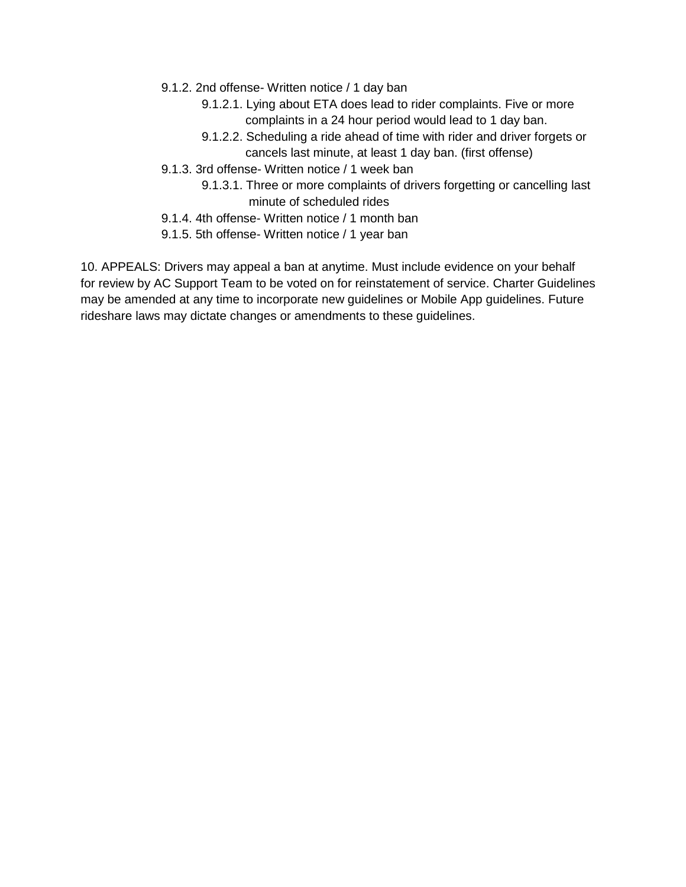- 9.1.2. 2nd offense- Written notice / 1 day ban
  - 9.1.2.1. Lying about ETA does lead to rider complaints. Five or more complaints in a 24 hour period would lead to 1 day ban.
  - 9.1.2.2. Scheduling a ride ahead of time with rider and driver forgets or cancels last minute, at least 1 day ban. (first offense)
- 9.1.3. 3rd offense- Written notice / 1 week ban
  - 9.1.3.1. Three or more complaints of drivers forgetting or cancelling last minute of scheduled rides
- 9.1.4. 4th offense- Written notice / 1 month ban
- 9.1.5. 5th offense- Written notice / 1 year ban

10. APPEALS: Drivers may appeal a ban at anytime. Must include evidence on your behalf for review by AC Support Team to be voted on for reinstatement of service. Charter Guidelines may be amended at any time to incorporate new guidelines or Mobile App guidelines. Future rideshare laws may dictate changes or amendments to these guidelines.